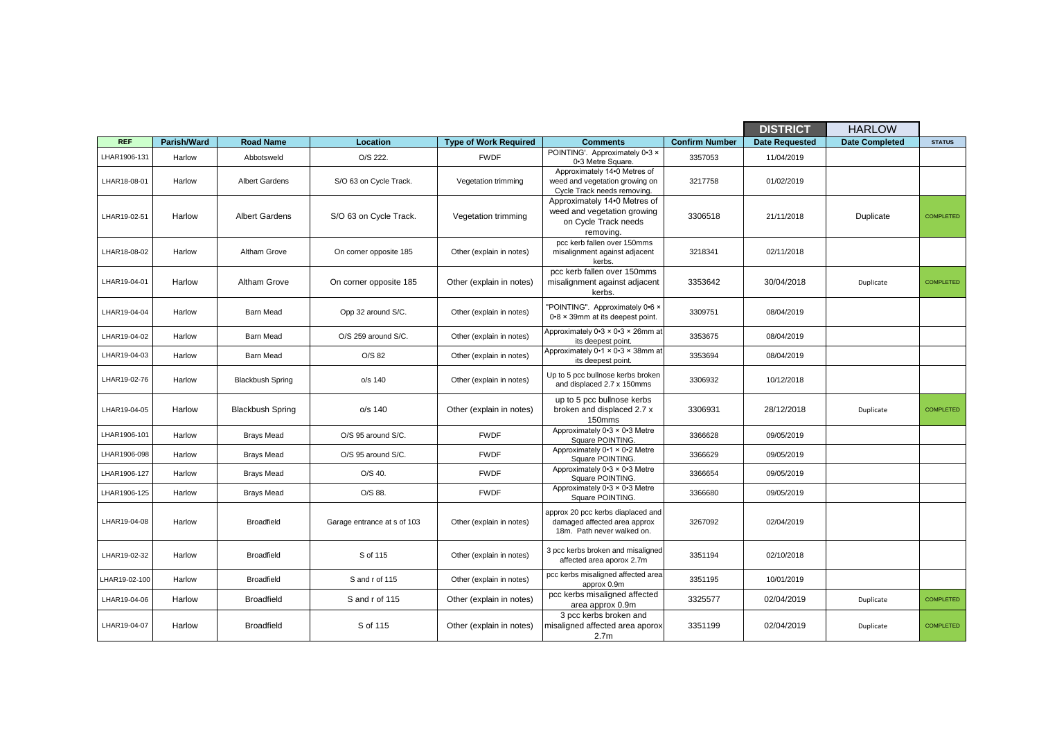| | | | | | | | DISTRICT | HARLOW | |
|---|---|---|---|---|---|---|---|---|---|
| REF | Parish/Ward | Road Name | Location | Type of Work Required | Comments | Confirm Number | Date Requested | Date Completed | STATUS |
| LHAR1906-131 | Harlow | Abbotsweld | O/S 222. | FWDF | POINTING'. Approximately 0•3 × 0•3 Metre Square. | 3357053 | 11/04/2019 | | |
| LHAR18-08-01 | Harlow | Albert Gardens | S/O 63 on Cycle Track. | Vegetation trimming | Approximately 14•0 Metres of weed and vegetation growing on Cycle Track needs removing. | 3217758 | 01/02/2019 | | |
| LHAR19-02-51 | Harlow | Albert Gardens | S/O 63 on Cycle Track. | Vegetation trimming | Approximately 14•0 Metres of weed and vegetation growing on Cycle Track needs removing. | 3306518 | 21/11/2018 | Duplicate | COMPLETED |
| LHAR18-08-02 | Harlow | Altham Grove | On corner opposite 185 | Other (explain in notes) | pcc kerb fallen over 150mms misalignment against adjacent kerbs. | 3218341 | 02/11/2018 | | |
| LHAR19-04-01 | Harlow | Altham Grove | On corner opposite 185 | Other (explain in notes) | pcc kerb fallen over 150mms misalignment against adjacent kerbs. | 3353642 | 30/04/2018 | Duplicate | COMPLETED |
| LHAR19-04-04 | Harlow | Barn Mead | Opp 32 around S/C. | Other (explain in notes) | "POINTING". Approximately 0•6 × 0•8 × 39mm at its deepest point. | 3309751 | 08/04/2019 | | |
| LHAR19-04-02 | Harlow | Barn Mead | O/S 259 around S/C. | Other (explain in notes) | Approximately 0•3 × 0•3 × 26mm at its deepest point. | 3353675 | 08/04/2019 | | |
| LHAR19-04-03 | Harlow | Barn Mead | O/S 82 | Other (explain in notes) | Approximately 0•1 × 0•3 × 38mm at its deepest point. | 3353694 | 08/04/2019 | | |
| LHAR19-02-76 | Harlow | Blackbush Spring | o/s 140 | Other (explain in notes) | Up to 5 pcc bullnose kerbs broken and displaced 2.7 x 150mms | 3306932 | 10/12/2018 | | |
| LHAR19-04-05 | Harlow | Blackbush Spring | o/s 140 | Other (explain in notes) | up to 5 pcc bullnose kerbs broken and displaced 2.7 x 150mms | 3306931 | 28/12/2018 | Duplicate | COMPLETED |
| LHAR1906-101 | Harlow | Brays Mead | O/S 95 around S/C. | FWDF | Approximately 0•3 × 0•3 Metre Square POINTING. | 3366628 | 09/05/2019 | | |
| LHAR1906-098 | Harlow | Brays Mead | O/S 95 around S/C. | FWDF | Approximately 0•1 × 0•2 Metre Square POINTING. | 3366629 | 09/05/2019 | | |
| LHAR1906-127 | Harlow | Brays Mead | O/S 40. | FWDF | Approximately 0•3 × 0•3 Metre Square POINTING. | 3366654 | 09/05/2019 | | |
| LHAR1906-125 | Harlow | Brays Mead | O/S 88. | FWDF | Approximately 0•3 × 0•3 Metre Square POINTING. | 3366680 | 09/05/2019 | | |
| LHAR19-04-08 | Harlow | Broadfield | Garage entrance at s of 103 | Other (explain in notes) | approx 20 pcc kerbs diaplaced and damaged affected area approx 18m. Path never walked on. | 3267092 | 02/04/2019 | | |
| LHAR19-02-32 | Harlow | Broadfield | S of 115 | Other (explain in notes) | 3 pcc kerbs broken and misaligned affected area aporox 2.7m | 3351194 | 02/10/2018 | | |
| LHAR19-02-100 | Harlow | Broadfield | S and r of 115 | Other (explain in notes) | pcc kerbs misaligned affected area approx 0.9m | 3351195 | 10/01/2019 | | |
| LHAR19-04-06 | Harlow | Broadfield | S and r of 115 | Other (explain in notes) | pcc kerbs misaligned affected area approx 0.9m | 3325577 | 02/04/2019 | Duplicate | COMPLETED |
| LHAR19-04-07 | Harlow | Broadfield | S of 115 | Other (explain in notes) | 3 pcc kerbs broken and misaligned affected area aporox 2.7m | 3351199 | 02/04/2019 | Duplicate | COMPLETED |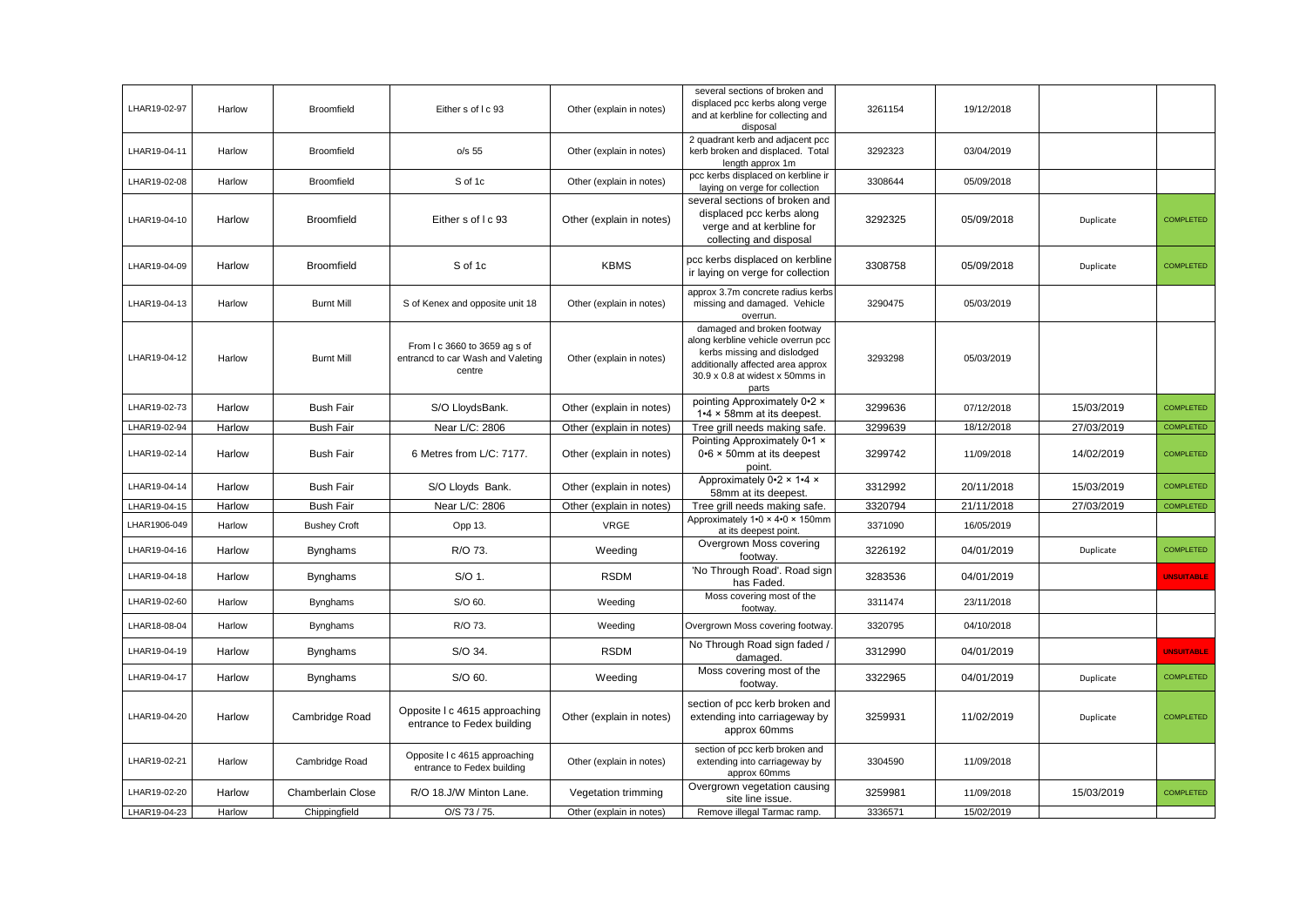| | | | | | | | | | |
|---|---|---|---|---|---|---|---|---|---|
| LHAR19-02-97 | Harlow | Broomfield | Either s of l c 93 | Other (explain in notes) | several sections of broken and displaced pcc kerbs along verge and at kerbline for collecting and disposal | 3261154 | 19/12/2018 | | |
| LHAR19-04-11 | Harlow | Broomfield | o/s 55 | Other (explain in notes) | 2 quadrant kerb and adjacent pcc kerb broken and displaced. Total length approx 1m | 3292323 | 03/04/2019 | | |
| LHAR19-02-08 | Harlow | Broomfield | S of 1c | Other (explain in notes) | pcc kerbs displaced on kerbline ir laying on verge for collection | 3308644 | 05/09/2018 | | |
| LHAR19-04-10 | Harlow | Broomfield | Either s of l c 93 | Other (explain in notes) | several sections of broken and displaced pcc kerbs along verge and at kerbline for collecting and disposal | 3292325 | 05/09/2018 | Duplicate | COMPLETED |
| LHAR19-04-09 | Harlow | Broomfield | S of 1c | KBMS | pcc kerbs displaced on kerbline ir laying on verge for collection | 3308758 | 05/09/2018 | Duplicate | COMPLETED |
| LHAR19-04-13 | Harlow | Burnt Mill | S of Kenex and opposite unit 18 | Other (explain in notes) | approx 3.7m concrete radius kerbs missing and damaged. Vehicle overrun. | 3290475 | 05/03/2019 | | |
| LHAR19-04-12 | Harlow | Burnt Mill | From l c 3660 to 3659 ag s of entrancd to car Wash and Valeting centre | Other (explain in notes) | damaged and broken footway along kerbline vehicle overrun pcc kerbs missing and dislodged additionally affected area approx 30.9 x 0.8 at widest x 50mms in parts | 3293298 | 05/03/2019 | | |
| LHAR19-02-73 | Harlow | Bush Fair | S/O LloydsBank. | Other (explain in notes) | pointing Approximately 0•2 × 1•4 × 58mm at its deepest. | 3299636 | 07/12/2018 | 15/03/2019 | COMPLETED |
| LHAR19-02-94 | Harlow | Bush Fair | Near L/C: 2806 | Other (explain in notes) | Tree grill needs making safe. | 3299639 | 18/12/2018 | 27/03/2019 | COMPLETED |
| LHAR19-02-14 | Harlow | Bush Fair | 6 Metres from L/C: 7177. | Other (explain in notes) | Pointing Approximately 0•1 × 0•6 × 50mm at its deepest point. | 3299742 | 11/09/2018 | 14/02/2019 | COMPLETED |
| LHAR19-04-14 | Harlow | Bush Fair | S/O Lloyds Bank. | Other (explain in notes) | Approximately 0•2 × 1•4 × 58mm at its deepest. | 3312992 | 20/11/2018 | 15/03/2019 | COMPLETED |
| LHAR19-04-15 | Harlow | Bush Fair | Near L/C: 2806 | Other (explain in notes) | Tree grill needs making safe. | 3320794 | 21/11/2018 | 27/03/2019 | COMPLETED |
| LHAR1906-049 | Harlow | Bushey Croft | Opp 13. | VRGE | Approximately 1•0 × 4•0 × 150mm at its deepest point. | 3371090 | 16/05/2019 | | |
| LHAR19-04-16 | Harlow | Bynghams | R/O 73. | Weeding | Overgrown Moss covering footway. | 3226192 | 04/01/2019 | Duplicate | COMPLETED |
| LHAR19-04-18 | Harlow | Bynghams | S/O 1. | RSDM | 'No Through Road'. Road sign has Faded. | 3283536 | 04/01/2019 | | UNSUITABLE |
| LHAR19-02-60 | Harlow | Bynghams | S/O 60. | Weeding | Moss covering most of the footway. | 3311474 | 23/11/2018 | | |
| LHAR18-08-04 | Harlow | Bynghams | R/O 73. | Weeding | Overgrown Moss covering footway. | 3320795 | 04/10/2018 | | |
| LHAR19-04-19 | Harlow | Bynghams | S/O 34. | RSDM | No Through Road sign faded / damaged. | 3312990 | 04/01/2019 | | UNSUITABLE |
| LHAR19-04-17 | Harlow | Bynghams | S/O 60. | Weeding | Moss covering most of the footway. | 3322965 | 04/01/2019 | Duplicate | COMPLETED |
| LHAR19-04-20 | Harlow | Cambridge Road | Opposite l c 4615 approaching entrance to Fedex building | Other (explain in notes) | section of pcc kerb broken and extending into carriageway by approx 60mms | 3259931 | 11/02/2019 | Duplicate | COMPLETED |
| LHAR19-02-21 | Harlow | Cambridge Road | Opposite l c 4615 approaching entrance to Fedex building | Other (explain in notes) | section of pcc kerb broken and extending into carriageway by approx 60mms | 3304590 | 11/09/2018 | | |
| LHAR19-02-20 | Harlow | Chamberlain Close | R/O 18.J/W Minton Lane. | Vegetation trimming | Overgrown vegetation causing site line issue. | 3259981 | 11/09/2018 | 15/03/2019 | COMPLETED |
| LHAR19-04-23 | Harlow | Chippingfield | O/S 73 / 75. | Other (explain in notes) | Remove illegal Tarmac ramp. | 3336571 | 15/02/2019 | | |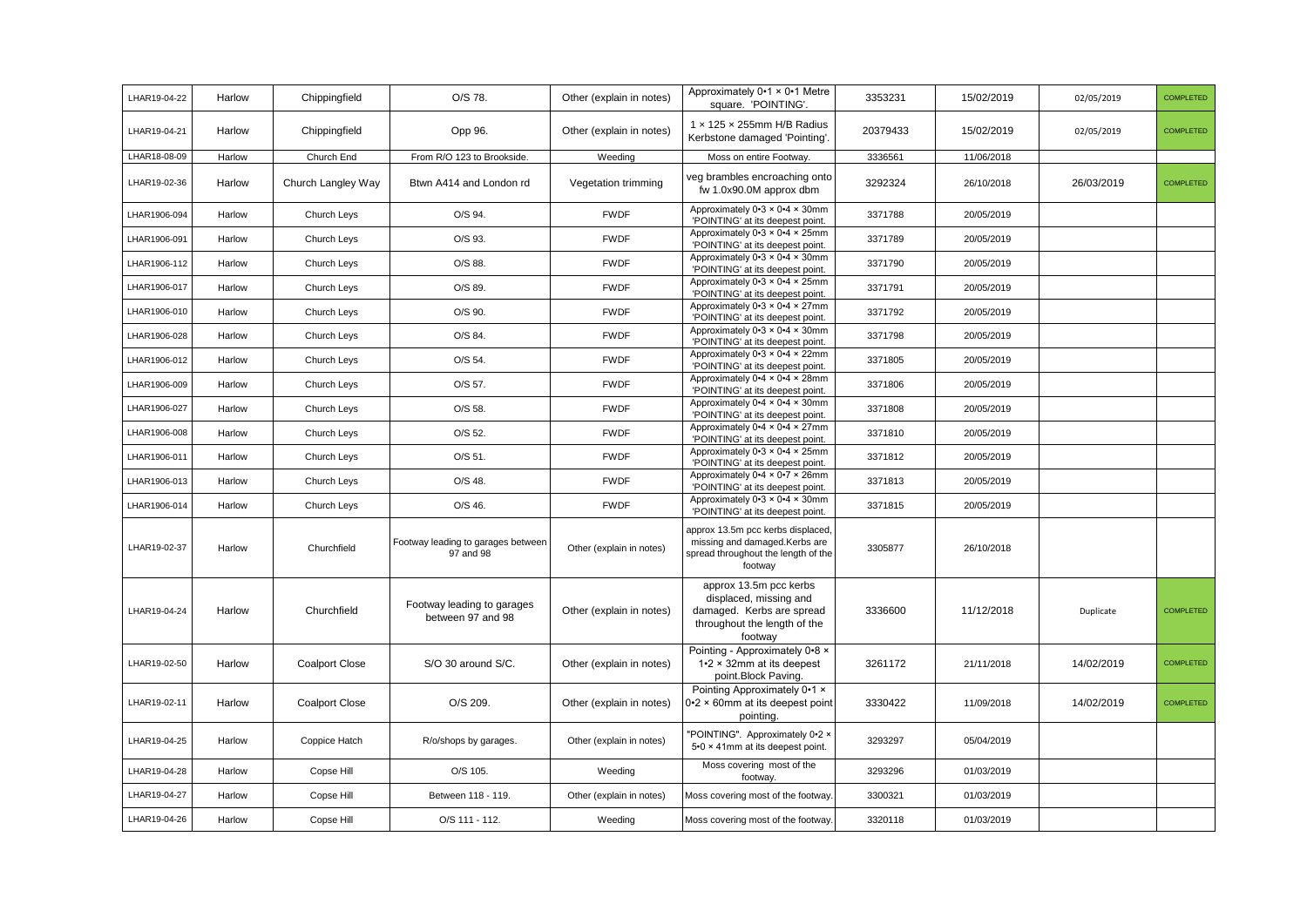| LHAR19-04-22 | Harlow | Chippingfield | O/S 78. | Other (explain in notes) | Approximately 0•1 × 0•1 Metre square. 'POINTING'. | 3353231 | 15/02/2019 | 02/05/2019 | COMPLETED |
|---|---|---|---|---|---|---|---|---|---|
| LHAR19-04-21 | Harlow | Chippingfield | Opp 96. | Other (explain in notes) | 1 × 125 × 255mm H/B Radius Kerbstone damaged 'Pointing'. | 20379433 | 15/02/2019 | 02/05/2019 | COMPLETED |
| LHAR18-08-09 | Harlow | Church End | From R/O 123 to Brookside. | Weeding | Moss on entire Footway. | 3336561 | 11/06/2018 | | |
| LHAR19-02-36 | Harlow | Church Langley Way | Btwn A414 and London rd | Vegetation trimming | veg brambles encroaching onto fw 1.0x90.0M approx dbm | 3292324 | 26/10/2018 | 26/03/2019 | COMPLETED |
| LHAR1906-094 | Harlow | Church Leys | O/S 94. | FWDF | Approximately 0•3 × 0•4 × 30mm 'POINTING' at its deepest point. | 3371788 | 20/05/2019 | | |
| LHAR1906-091 | Harlow | Church Leys | O/S 93. | FWDF | Approximately 0•3 × 0•4 × 25mm 'POINTING' at its deepest point. | 3371789 | 20/05/2019 | | |
| LHAR1906-112 | Harlow | Church Leys | O/S 88. | FWDF | Approximately 0•3 × 0•4 × 30mm 'POINTING' at its deepest point. | 3371790 | 20/05/2019 | | |
| LHAR1906-017 | Harlow | Church Leys | O/S 89. | FWDF | Approximately 0•3 × 0•4 × 25mm 'POINTING' at its deepest point. | 3371791 | 20/05/2019 | | |
| LHAR1906-010 | Harlow | Church Leys | O/S 90. | FWDF | Approximately 0•3 × 0•4 × 27mm 'POINTING' at its deepest point. | 3371792 | 20/05/2019 | | |
| LHAR1906-028 | Harlow | Church Leys | O/S 84. | FWDF | Approximately 0•3 × 0•4 × 30mm 'POINTING' at its deepest point. | 3371798 | 20/05/2019 | | |
| LHAR1906-012 | Harlow | Church Leys | O/S 54. | FWDF | Approximately 0•3 × 0•4 × 22mm 'POINTING' at its deepest point. | 3371805 | 20/05/2019 | | |
| LHAR1906-009 | Harlow | Church Leys | O/S 57. | FWDF | Approximately 0•4 × 0•4 × 28mm 'POINTING' at its deepest point. | 3371806 | 20/05/2019 | | |
| LHAR1906-027 | Harlow | Church Leys | O/S 58. | FWDF | Approximately 0•4 × 0•4 × 30mm 'POINTING' at its deepest point. | 3371808 | 20/05/2019 | | |
| LHAR1906-008 | Harlow | Church Leys | O/S 52. | FWDF | Approximately 0•4 × 0•4 × 27mm 'POINTING' at its deepest point. | 3371810 | 20/05/2019 | | |
| LHAR1906-011 | Harlow | Church Leys | O/S 51. | FWDF | Approximately 0•3 × 0•4 × 25mm 'POINTING' at its deepest point. | 3371812 | 20/05/2019 | | |
| LHAR1906-013 | Harlow | Church Leys | O/S 48. | FWDF | Approximately 0•4 × 0•7 × 26mm 'POINTING' at its deepest point. | 3371813 | 20/05/2019 | | |
| LHAR1906-014 | Harlow | Church Leys | O/S 46. | FWDF | Approximately 0•3 × 0•4 × 30mm 'POINTING' at its deepest point. | 3371815 | 20/05/2019 | | |
| LHAR19-02-37 | Harlow | Churchfield | Footway leading to garages between 97 and 98 | Other (explain in notes) | approx 13.5m pcc kerbs displaced, missing and damaged.Kerbs are spread throughout the length of the footway | 3305877 | 26/10/2018 | | |
| LHAR19-04-24 | Harlow | Churchfield | Footway leading to garages between 97 and 98 | Other (explain in notes) | approx 13.5m pcc kerbs displaced, missing and damaged. Kerbs are spread throughout the length of the footway | 3336600 | 11/12/2018 | Duplicate | COMPLETED |
| LHAR19-02-50 | Harlow | Coalport Close | S/O 30 around S/C. | Other (explain in notes) | Pointing - Approximately 0•8 × 1•2 × 32mm at its deepest point.Block Paving. | 3261172 | 21/11/2018 | 14/02/2019 | COMPLETED |
| LHAR19-02-11 | Harlow | Coalport Close | O/S 209. | Other (explain in notes) | Pointing Approximately 0•1 × 0•2 × 60mm at its deepest point pointing. | 3330422 | 11/09/2018 | 14/02/2019 | COMPLETED |
| LHAR19-04-25 | Harlow | Coppice Hatch | R/o/shops by garages. | Other (explain in notes) | "POINTING". Approximately 0•2 × 5•0 × 41mm at its deepest point. | 3293297 | 05/04/2019 | | |
| LHAR19-04-28 | Harlow | Copse Hill | O/S 105. | Weeding | Moss covering most of the footway. | 3293296 | 01/03/2019 | | |
| LHAR19-04-27 | Harlow | Copse Hill | Between 118 - 119. | Other (explain in notes) | Moss covering most of the footway. | 3300321 | 01/03/2019 | | |
| LHAR19-04-26 | Harlow | Copse Hill | O/S 111 - 112. | Weeding | Moss covering most of the footway. | 3320118 | 01/03/2019 | | |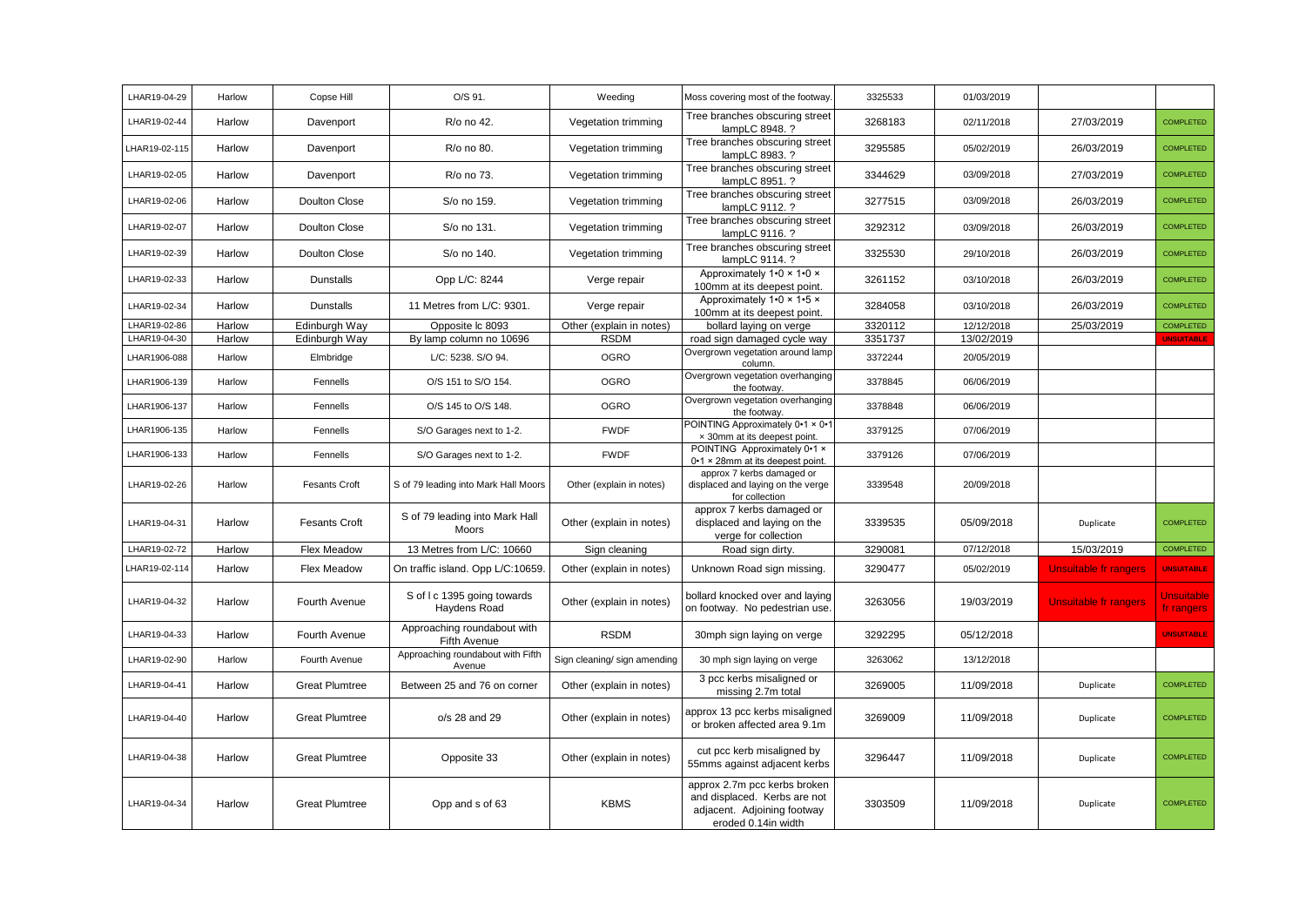| LHAR19-04-29 | Harlow | Copse Hill | O/S 91. | Weeding | Moss covering most of the footway. | 3325533 | 01/03/2019 | | |
|---|---|---|---|---|---|---|---|---|---|
| LHAR19-02-44 | Harlow | Davenport | R/o no 42. | Vegetation trimming | Tree branches obscuring street lampLC 8948. ? | 3268183 | 02/11/2018 | 27/03/2019 | COMPLETED |
| LHAR19-02-115 | Harlow | Davenport | R/o no 80. | Vegetation trimming | Tree branches obscuring street lampLC 8983. ? | 3295585 | 05/02/2019 | 26/03/2019 | COMPLETED |
| LHAR19-02-05 | Harlow | Davenport | R/o no 73. | Vegetation trimming | Tree branches obscuring street lampLC 8951. ? | 3344629 | 03/09/2018 | 27/03/2019 | COMPLETED |
| LHAR19-02-06 | Harlow | Doulton Close | S/o no 159. | Vegetation trimming | Tree branches obscuring street lampLC 9112. ? | 3277515 | 03/09/2018 | 26/03/2019 | COMPLETED |
| LHAR19-02-07 | Harlow | Doulton Close | S/o no 131. | Vegetation trimming | Tree branches obscuring street lampLC 9116. ? | 3292312 | 03/09/2018 | 26/03/2019 | COMPLETED |
| LHAR19-02-39 | Harlow | Doulton Close | S/o no 140. | Vegetation trimming | Tree branches obscuring street lampLC 9114. ? | 3325530 | 29/10/2018 | 26/03/2019 | COMPLETED |
| LHAR19-02-33 | Harlow | Dunstalls | Opp L/C: 8244 | Verge repair | Approximately 1•0 × 1•0 × 100mm at its deepest point. | 3261152 | 03/10/2018 | 26/03/2019 | COMPLETED |
| LHAR19-02-34 | Harlow | Dunstalls | 11 Metres from L/C: 9301. | Verge repair | Approximately 1•0 × 1•5 × 100mm at its deepest point. | 3284058 | 03/10/2018 | 26/03/2019 | COMPLETED |
| LHAR19-02-86 | Harlow | Edinburgh Way | Opposite lc 8093 | Other (explain in notes) | bollard laying on verge | 3320112 | 12/12/2018 | 25/03/2019 | COMPLETED |
| LHAR19-04-30 | Harlow | Edinburgh Way | By lamp column no 10696 | RSDM | road sign damaged cycle way | 3351737 | 13/02/2019 | | UNSUITABLE |
| LHAR1906-088 | Harlow | Elmbridge | L/C: 5238. S/O 94. | OGRO | Overgrown vegetation around lamp column. | 3372244 | 20/05/2019 | | |
| LHAR1906-139 | Harlow | Fennells | O/S 151 to S/O 154. | OGRO | Overgrown vegetation overhanging the footway. | 3378845 | 06/06/2019 | | |
| LHAR1906-137 | Harlow | Fennells | O/S 145 to O/S 148. | OGRO | Overgrown vegetation overhanging the footway. | 3378848 | 06/06/2019 | | |
| LHAR1906-135 | Harlow | Fennells | S/O Garages next to 1-2. | FWDF | POINTING Approximately 0•1 × 0•1 × 30mm at its deepest point. | 3379125 | 07/06/2019 | | |
| LHAR1906-133 | Harlow | Fennells | S/O Garages next to 1-2. | FWDF | POINTING Approximately 0•1 × 0•1 × 28mm at its deepest point. | 3379126 | 07/06/2019 | | |
| LHAR19-02-26 | Harlow | Fesants Croft | S of 79 leading into Mark Hall Moors | Other (explain in notes) | approx 7 kerbs damaged or displaced and laying on the verge for collection | 3339548 | 20/09/2018 | | |
| LHAR19-04-31 | Harlow | Fesants Croft | S of 79 leading into Mark Hall Moors | Other (explain in notes) | approx 7 kerbs damaged or displaced and laying on the verge for collection | 3339535 | 05/09/2018 | Duplicate | COMPLETED |
| LHAR19-02-72 | Harlow | Flex Meadow | 13 Metres from L/C: 10660 | Sign cleaning | Road sign dirty. | 3290081 | 07/12/2018 | 15/03/2019 | COMPLETED |
| LHAR19-02-114 | Harlow | Flex Meadow | On traffic island. Opp L/C:10659. | Other (explain in notes) | Unknown Road sign missing. | 3290477 | 05/02/2019 | Unsuitable fr rangers | UNSUITABLE |
| LHAR19-04-32 | Harlow | Fourth Avenue | S of l c 1395 going towards Haydens Road | Other (explain in notes) | bollard knocked over and laying on footway. No pedestrian use. | 3263056 | 19/03/2019 | Unsuitable fr rangers | Unsuitable fr rangers |
| LHAR19-04-33 | Harlow | Fourth Avenue | Approaching roundabout with Fifth Avenue | RSDM | 30mph sign laying on verge | 3292295 | 05/12/2018 | | UNSUITABLE |
| LHAR19-02-90 | Harlow | Fourth Avenue | Approaching roundabout with Fifth Avenue | Sign cleaning/ sign amending | 30 mph sign laying on verge | 3263062 | 13/12/2018 | | |
| LHAR19-04-41 | Harlow | Great Plumtree | Between 25 and 76 on corner | Other (explain in notes) | 3 pcc kerbs misaligned or missing 2.7m total | 3269005 | 11/09/2018 | Duplicate | COMPLETED |
| LHAR19-04-40 | Harlow | Great Plumtree | o/s 28 and 29 | Other (explain in notes) | approx 13 pcc kerbs misaligned or broken affected area 9.1m | 3269009 | 11/09/2018 | Duplicate | COMPLETED |
| LHAR19-04-38 | Harlow | Great Plumtree | Opposite 33 | Other (explain in notes) | cut pcc kerb misaligned by 55mms against adjacent kerbs | 3296447 | 11/09/2018 | Duplicate | COMPLETED |
| LHAR19-04-34 | Harlow | Great Plumtree | Opp and s of 63 | KBMS | approx 2.7m pcc kerbs broken and displaced. Kerbs are not adjacent. Adjoining footway eroded 0.14in width | 3303509 | 11/09/2018 | Duplicate | COMPLETED |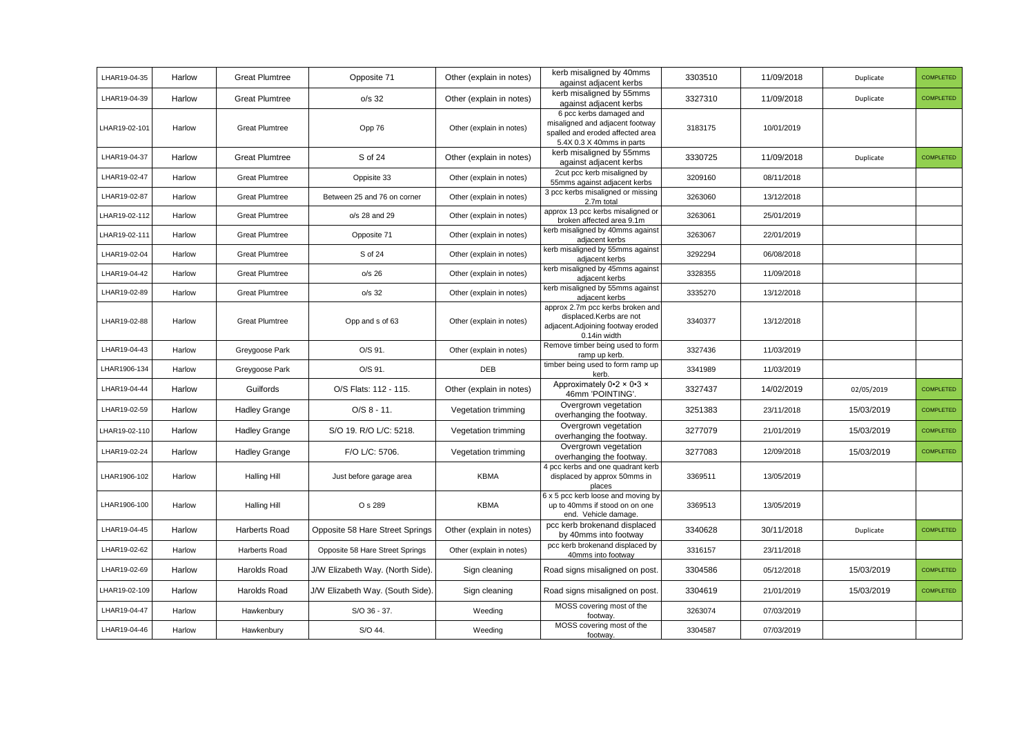| | | | | | | | | | |
|---|---|---|---|---|---|---|---|---|---|
| LHAR19-04-35 | Harlow | Great Plumtree | Opposite 71 | Other (explain in notes) | kerb misaligned by 40mms against adjacent kerbs | 3303510 | 11/09/2018 | Duplicate | COMPLETED |
| LHAR19-04-39 | Harlow | Great Plumtree | o/s 32 | Other (explain in notes) | kerb misaligned by 55mms against adjacent kerbs | 3327310 | 11/09/2018 | Duplicate | COMPLETED |
| LHAR19-02-101 | Harlow | Great Plumtree | Opp 76 | Other (explain in notes) | 6 pcc kerbs damaged and misaligned and adjacent footway spalled and eroded affected area 5.4X 0.3 X 40mms in parts | 3183175 | 10/01/2019 | | |
| LHAR19-04-37 | Harlow | Great Plumtree | S of 24 | Other (explain in notes) | kerb misaligned by 55mms against adjacent kerbs | 3330725 | 11/09/2018 | Duplicate | COMPLETED |
| LHAR19-02-47 | Harlow | Great Plumtree | Oppisite 33 | Other (explain in notes) | 2cut pcc kerb misaligned by 55mms against adjacent kerbs | 3209160 | 08/11/2018 | | |
| LHAR19-02-87 | Harlow | Great Plumtree | Between 25 and 76 on corner | Other (explain in notes) | 3 pcc kerbs misaligned or missing 2.7m total | 3263060 | 13/12/2018 | | |
| LHAR19-02-112 | Harlow | Great Plumtree | o/s 28 and 29 | Other (explain in notes) | approx 13 pcc kerbs misaligned or broken affected area 9.1m | 3263061 | 25/01/2019 | | |
| LHAR19-02-111 | Harlow | Great Plumtree | Opposite 71 | Other (explain in notes) | kerb misaligned by 40mms against adjacent kerbs | 3263067 | 22/01/2019 | | |
| LHAR19-02-04 | Harlow | Great Plumtree | S of 24 | Other (explain in notes) | kerb misaligned by 55mms against adjacent kerbs | 3292294 | 06/08/2018 | | |
| LHAR19-04-42 | Harlow | Great Plumtree | o/s 26 | Other (explain in notes) | kerb misaligned by 45mms against adjacent kerbs | 3328355 | 11/09/2018 | | |
| LHAR19-02-89 | Harlow | Great Plumtree | o/s 32 | Other (explain in notes) | kerb misaligned by 55mms against adjacent kerbs | 3335270 | 13/12/2018 | | |
| LHAR19-02-88 | Harlow | Great Plumtree | Opp and s of 63 | Other (explain in notes) | approx 2.7m pcc kerbs broken and displaced.Kerbs are not adjacent.Adjoining footway eroded 0.14in width | 3340377 | 13/12/2018 | | |
| LHAR19-04-43 | Harlow | Greygoose Park | O/S 91. | Other (explain in notes) | Remove timber being used to form ramp up kerb. | 3327436 | 11/03/2019 | | |
| LHAR1906-134 | Harlow | Greygoose Park | O/S 91. | DEB | timber being used to form ramp up kerb. | 3341989 | 11/03/2019 | | |
| LHAR19-04-44 | Harlow | Guilfords | O/S Flats: 112 - 115. | Other (explain in notes) | Approximately 0•2 × 0•3 × 46mm 'POINTING'. | 3327437 | 14/02/2019 | 02/05/2019 | COMPLETED |
| LHAR19-02-59 | Harlow | Hadley Grange | O/S 8 - 11. | Vegetation trimming | Overgrown vegetation overhanging the footway. | 3251383 | 23/11/2018 | 15/03/2019 | COMPLETED |
| LHAR19-02-110 | Harlow | Hadley Grange | S/O 19. R/O L/C: 5218. | Vegetation trimming | Overgrown vegetation overhanging the footway. | 3277079 | 21/01/2019 | 15/03/2019 | COMPLETED |
| LHAR19-02-24 | Harlow | Hadley Grange | F/O L/C: 5706. | Vegetation trimming | Overgrown vegetation overhanging the footway. | 3277083 | 12/09/2018 | 15/03/2019 | COMPLETED |
| LHAR1906-102 | Harlow | Halling Hill | Just before garage area | KBMA | 4 pcc kerbs and one quadrant kerb displaced by approx 50mms in places | 3369511 | 13/05/2019 | | |
| LHAR1906-100 | Harlow | Halling Hill | O s 289 | KBMA | 6 x 5 pcc kerb loose and moving by up to 40mms if stood on on one end. Vehicle damage. | 3369513 | 13/05/2019 | | |
| LHAR19-04-45 | Harlow | Harberts Road | Opposite 58 Hare Street Springs | Other (explain in notes) | pcc kerb brokenand displaced by 40mms into footway | 3340628 | 30/11/2018 | Duplicate | COMPLETED |
| LHAR19-02-62 | Harlow | Harberts Road | Opposite 58 Hare Street Springs | Other (explain in notes) | pcc kerb brokenand displaced by 40mms into footway | 3316157 | 23/11/2018 | | |
| LHAR19-02-69 | Harlow | Harolds Road | J/W Elizabeth Way. (North Side). | Sign cleaning | Road signs misaligned on post. | 3304586 | 05/12/2018 | 15/03/2019 | COMPLETED |
| LHAR19-02-109 | Harlow | Harolds Road | J/W Elizabeth Way. (South Side). | Sign cleaning | Road signs misaligned on post. | 3304619 | 21/01/2019 | 15/03/2019 | COMPLETED |
| LHAR19-04-47 | Harlow | Hawkenbury | S/O 36 - 37. | Weeding | MOSS covering most of the footway. | 3263074 | 07/03/2019 | | |
| LHAR19-04-46 | Harlow | Hawkenbury | S/O 44. | Weeding | MOSS covering most of the footway. | 3304587 | 07/03/2019 | | |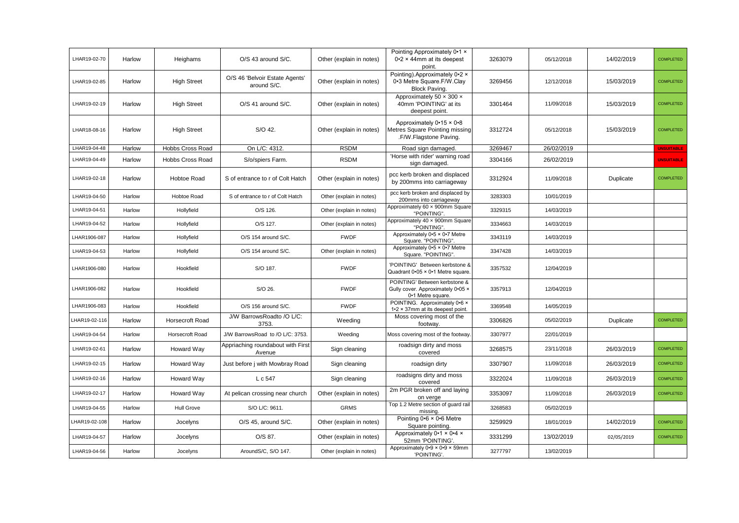| | | | | | | | | | |
|---|---|---|---|---|---|---|---|---|---|
| LHAR19-02-70 | Harlow | Heighams | O/S 43 around S/C. | Other (explain in notes) | Pointing Approximately 0•1 × 0•2 × 44mm at its deepest point. | 3263079 | 05/12/2018 | 14/02/2019 | COMPLETED |
| LHAR19-02-85 | Harlow | High Street | O/S 46 'Belvoir Estate Agents' around S/C. | Other (explain in notes) | Pointing).Approximately 0•2 × 0•3 Metre Square.F/W.Clay Block Paving. | 3269456 | 12/12/2018 | 15/03/2019 | COMPLETED |
| LHAR19-02-19 | Harlow | High Street | O/S 41 around S/C. | Other (explain in notes) | Approximately 50 × 300 × 40mm 'POINTING' at its deepest point. | 3301464 | 11/09/2018 | 15/03/2019 | COMPLETED |
| LHAR18-08-16 | Harlow | High Street | S/O 42. | Other (explain in notes) | Approximately 0•15 × 0•8 Metres Square Pointing missing .F/W.Flagstone Paving. | 3312724 | 05/12/2018 | 15/03/2019 | COMPLETED |
| LHAR19-04-48 | Harlow | Hobbs Cross Road | On L/C: 4312. | RSDM | Road sign damaged. | 3269467 | 26/02/2019 | | UNSUITABLE |
| LHAR19-04-49 | Harlow | Hobbs Cross Road | S/o/spiers Farm. | RSDM | 'Horse with rider' warning road sign damaged. | 3304166 | 26/02/2019 | | UNSUITABLE |
| LHAR19-02-18 | Harlow | Hobtoe Road | S of entrance to r of Colt Hatch | Other (explain in notes) | pcc kerb broken and displaced by 200mms into carriageway | 3312924 | 11/09/2018 | Duplicate | COMPLETED |
| LHAR19-04-50 | Harlow | Hobtoe Road | S of entrance to r of Colt Hatch | Other (explain in notes) | pcc kerb broken and displaced by 200mms into carriageway | 3283303 | 10/01/2019 | | |
| LHAR19-04-51 | Harlow | Hollyfield | O/S 126. | Other (explain in notes) | Approximately 60 × 900mm Square "POINTING". | 3329315 | 14/03/2019 | | |
| LHAR19-04-52 | Harlow | Hollyfield | O/S 127. | Other (explain in notes) | Approximately 40 × 900mm Square "POINTING". | 3334663 | 14/03/2019 | | |
| LHAR1906-087 | Harlow | Hollyfield | O/S 154 around S/C. | FWDF | Approximately 0•5 × 0•7 Metre Square. "POINTING". | 3343119 | 14/03/2019 | | |
| LHAR19-04-53 | Harlow | Hollyfield | O/S 154 around S/C. | Other (explain in notes) | Approximately 0•5 × 0•7 Metre Square. "POINTING". | 3347428 | 14/03/2019 | | |
| LHAR1906-080 | Harlow | Hookfield | S/O 187. | FWDF | 'POINTING' Between kerbstone & Quadrant 0•05 × 0•1 Metre square. | 3357532 | 12/04/2019 | | |
| LHAR1906-082 | Harlow | Hookfield | S/O 26. | FWDF | POINTING' Between kerbstone & Gully cover. Approximately 0•05 × 0•1 Metre square. | 3357913 | 12/04/2019 | | |
| LHAR1906-083 | Harlow | Hookfield | O/S 156 around S/C. | FWDF | POINTING. Approximately 0•6 × 1•2 × 37mm at its deepest point. | 3369548 | 14/05/2019 | | |
| LHAR19-02-116 | Harlow | Horsecroft Road | J/W BarrowsRoadto /O L/C: 3753. | Weeding | Moss covering most of the footway. | 3306826 | 05/02/2019 | Duplicate | COMPLETED |
| LHAR19-04-54 | Harlow | Horsecroft Road | J/W BarrowsRoad to /O L/C: 3753. | Weeding | Moss covering most of the footway. | 3307977 | 22/01/2019 | | |
| LHAR19-02-61 | Harlow | Howard Way | Appriaching roundabout with First Avenue | Sign cleaning | roadsign dirty and moss covered | 3268575 | 23/11/2018 | 26/03/2019 | COMPLETED |
| LHAR19-02-15 | Harlow | Howard Way | Just before j with Mowbray Road | Sign cleaning | roadsign dirty | 3307907 | 11/09/2018 | 26/03/2019 | COMPLETED |
| LHAR19-02-16 | Harlow | Howard Way | L c 547 | Sign cleaning | roadsigns dirty and moss covered | 3322024 | 11/09/2018 | 26/03/2019 | COMPLETED |
| LHAR19-02-17 | Harlow | Howard Way | At pelican crossing near church | Other (explain in notes) | 2m PGR broken off and laying on verge | 3353097 | 11/09/2018 | 26/03/2019 | COMPLETED |
| LHAR19-04-55 | Harlow | Hull Grove | S/O L/C: 9611. | GRMS | Top 1.2 Metre section of guard rail missing. | 3268583 | 05/02/2019 | | |
| LHAR19-02-108 | Harlow | Jocelyns | O/S 45, around S/C. | Other (explain in notes) | Pointing 0•6 × 0•6 Metre Square pointing. | 3259929 | 18/01/2019 | 14/02/2019 | COMPLETED |
| LHAR19-04-57 | Harlow | Jocelyns | O/S 87. | Other (explain in notes) | Approximately 0•1 × 0•4 × 52mm 'POINTING'. | 3331299 | 13/02/2019 | 02/05/2019 | COMPLETED |
| LHAR19-04-56 | Harlow | Jocelyns | AroundS/C, S/O 147. | Other (explain in notes) | Approximately 0•9 × 0•9 × 59mm 'POINTING'. | 3277797 | 13/02/2019 | | |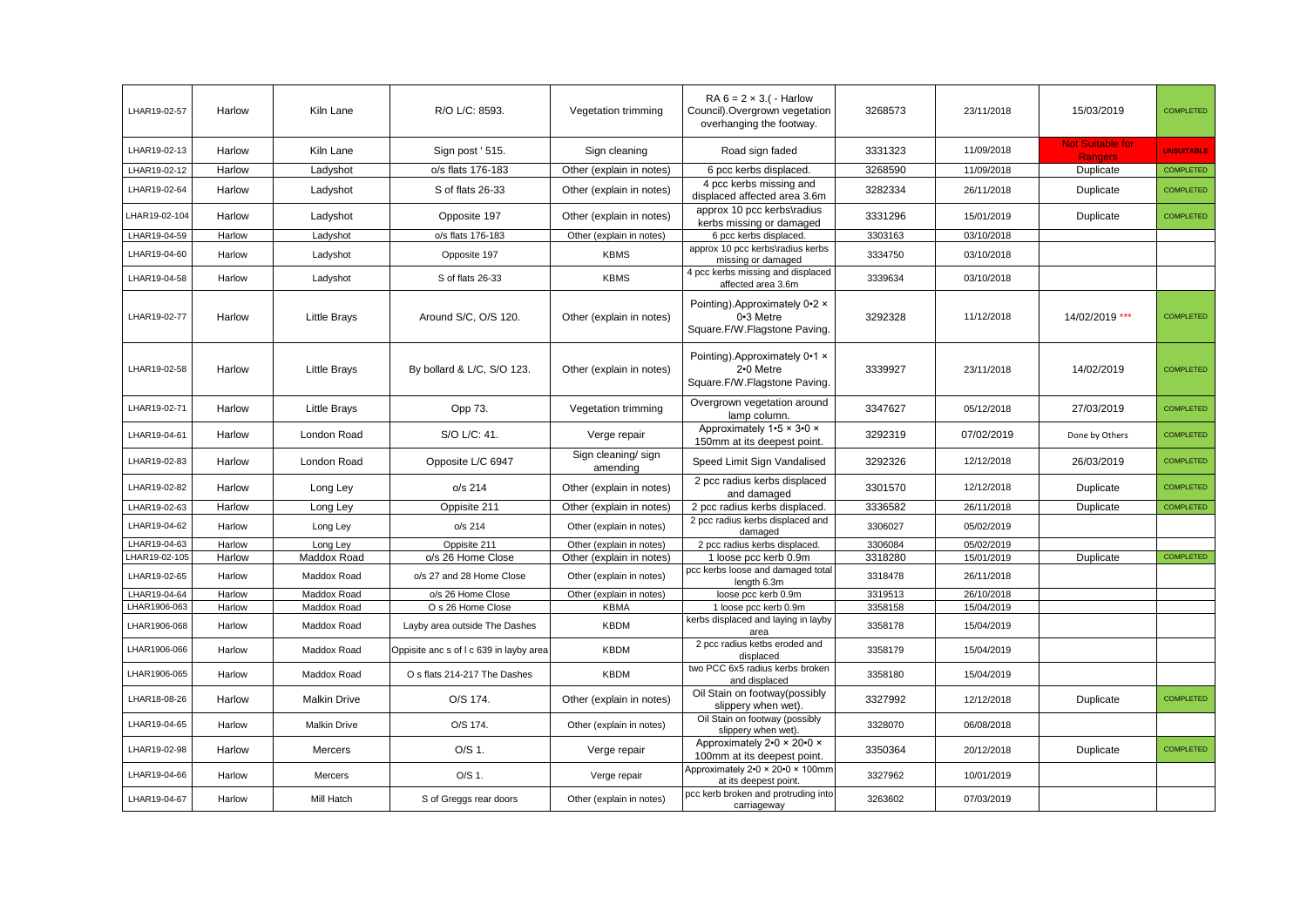| LHAR19-02-57 | Harlow | Kiln Lane | R/O L/C: 8593. | Vegetation trimming | RA 6 = 2 × 3.( - Harlow Council).Overgrown vegetation overhanging the footway. | 3268573 | 23/11/2018 | 15/03/2019 | COMPLETED |
|---|---|---|---|---|---|---|---|---|---|
| LHAR19-02-13 | Harlow | Kiln Lane | Sign post ' 515. | Sign cleaning | Road sign faded | 3331323 | 11/09/2018 | Not Suitable for Rangers | UNSUITABLE |
| LHAR19-02-12 | Harlow | Ladyshot | o/s flats 176-183 | Other (explain in notes) | 6 pcc kerbs displaced. | 3268590 | 11/09/2018 | Duplicate | COMPLETED |
| LHAR19-02-64 | Harlow | Ladyshot | S of flats 26-33 | Other (explain in notes) | 4 pcc kerbs missing and displaced affected area 3.6m | 3282334 | 26/11/2018 | Duplicate | COMPLETED |
| LHAR19-02-104 | Harlow | Ladyshot | Opposite 197 | Other (explain in notes) | approx 10 pcc kerbs\radius kerbs missing or damaged | 3331296 | 15/01/2019 | Duplicate | COMPLETED |
| LHAR19-04-59 | Harlow | Ladyshot | o/s flats 176-183 | Other (explain in notes) | 6 pcc kerbs displaced. | 3303163 | 03/10/2018 | | |
| LHAR19-04-60 | Harlow | Ladyshot | Opposite 197 | KBMS | approx 10 pcc kerbs\radius kerbs missing or damaged | 3334750 | 03/10/2018 | | |
| LHAR19-04-58 | Harlow | Ladyshot | S of flats 26-33 | KBMS | 4 pcc kerbs missing and displaced affected area 3.6m | 3339634 | 03/10/2018 | | |
| LHAR19-02-77 | Harlow | Little Brays | Around S/C, O/S 120. | Other (explain in notes) | Pointing).Approximately 0•2 × 0•3 Metre Square.F/W.Flagstone Paving. | 3292328 | 11/12/2018 | 14/02/2019 *** | COMPLETED |
| LHAR19-02-58 | Harlow | Little Brays | By bollard & L/C, S/O 123. | Other (explain in notes) | Pointing).Approximately 0•1 × 2•0 Metre Square.F/W.Flagstone Paving. | 3339927 | 23/11/2018 | 14/02/2019 | COMPLETED |
| LHAR19-02-71 | Harlow | Little Brays | Opp 73. | Vegetation trimming | Overgrown vegetation around lamp column. | 3347627 | 05/12/2018 | 27/03/2019 | COMPLETED |
| LHAR19-04-61 | Harlow | London Road | S/O L/C: 41. | Verge repair | Approximately 1•5 × 3•0 × 150mm at its deepest point. | 3292319 | 07/02/2019 | Done by Others | COMPLETED |
| LHAR19-02-83 | Harlow | London Road | Opposite L/C 6947 | Sign cleaning/ sign amending | Speed Limit Sign Vandalised | 3292326 | 12/12/2018 | 26/03/2019 | COMPLETED |
| LHAR19-02-82 | Harlow | Long Ley | o/s 214 | Other (explain in notes) | 2 pcc radius kerbs displaced and damaged | 3301570 | 12/12/2018 | Duplicate | COMPLETED |
| LHAR19-02-63 | Harlow | Long Ley | Oppisite 211 | Other (explain in notes) | 2 pcc radius kerbs displaced. | 3336582 | 26/11/2018 | Duplicate | COMPLETED |
| LHAR19-04-62 | Harlow | Long Ley | o/s 214 | Other (explain in notes) | 2 pcc radius kerbs displaced and damaged | 3306027 | 05/02/2019 | | |
| LHAR19-04-63 | Harlow | Long Ley | Oppisite 211 | Other (explain in notes) | 2 pcc radius kerbs displaced. | 3306084 | 05/02/2019 | | |
| LHAR19-02-105 | Harlow | Maddox Road | o/s 26 Home Close | Other (explain in notes) | 1 loose pcc kerb 0.9m | 3318280 | 15/01/2019 | Duplicate | COMPLETED |
| LHAR19-02-65 | Harlow | Maddox Road | o/s 27 and 28 Home Close | Other (explain in notes) | pcc kerbs loose and damaged total length 6.3m | 3318478 | 26/11/2018 | | |
| LHAR19-04-64 | Harlow | Maddox Road | o/s 26 Home Close | Other (explain in notes) | loose pcc kerb 0.9m | 3319513 | 26/10/2018 | | |
| LHAR1906-063 | Harlow | Maddox Road | O s 26 Home Close | KBMA | 1 loose pcc kerb 0.9m | 3358158 | 15/04/2019 | | |
| LHAR1906-068 | Harlow | Maddox Road | Layby area outside The Dashes | KBDM | kerbs displaced and laying in layby area | 3358178 | 15/04/2019 | | |
| LHAR1906-066 | Harlow | Maddox Road | Oppisite anc s of l c 639 in layby area | KBDM | 2 pcc radius ketbs eroded and displaced | 3358179 | 15/04/2019 | | |
| LHAR1906-065 | Harlow | Maddox Road | O s flats 214-217 The Dashes | KBDM | two PCC 6x5 radius kerbs broken and displaced | 3358180 | 15/04/2019 | | |
| LHAR18-08-26 | Harlow | Malkin Drive | O/S 174. | Other (explain in notes) | Oil Stain on footway(possibly slippery when wet). | 3327992 | 12/12/2018 | Duplicate | COMPLETED |
| LHAR19-04-65 | Harlow | Malkin Drive | O/S 174. | Other (explain in notes) | Oil Stain on footway (possibly slippery when wet). | 3328070 | 06/08/2018 | | |
| LHAR19-02-98 | Harlow | Mercers | O/S 1. | Verge repair | Approximately 2•0 × 20•0 × 100mm at its deepest point. | 3350364 | 20/12/2018 | Duplicate | COMPLETED |
| LHAR19-04-66 | Harlow | Mercers | O/S 1. | Verge repair | Approximately 2•0 × 20•0 × 100mm at its deepest point. | 3327962 | 10/01/2019 | | |
| LHAR19-04-67 | Harlow | Mill Hatch | S of Greggs rear doors | Other (explain in notes) | pcc kerb broken and protruding into carriageway | 3263602 | 07/03/2019 | | |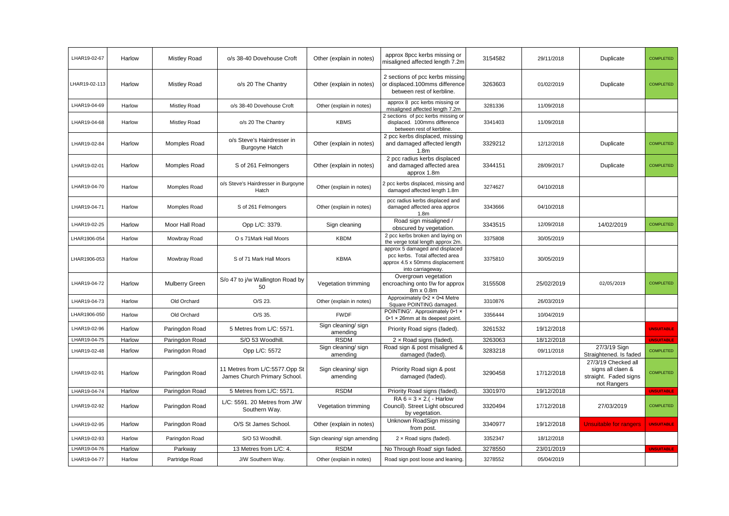| | | | | | | | | | |
|---|---|---|---|---|---|---|---|---|---|
| LHAR19-02-67 | Harlow | Mistley Road | o/s 38-40 Dovehouse Croft | Other (explain in notes) | approx 8pcc kerbs missing or misaligned affected length 7.2m | 3154582 | 29/11/2018 | Duplicate | COMPLETED |
| LHAR19-02-113 | Harlow | Mistley Road | o/s 20 The Chantry | Other (explain in notes) | 2 sections of pcc kerbs missing or displaced.100mms difference between rest of kerbline. | 3263603 | 01/02/2019 | Duplicate | COMPLETED |
| LHAR19-04-69 | Harlow | Mistley Road | o/s 38-40 Dovehouse Croft | Other (explain in notes) | approx 8 pcc kerbs missing or misaligned affected length 7.2m | 3281336 | 11/09/2018 | | |
| LHAR19-04-68 | Harlow | Mistley Road | o/s 20 The Chantry | KBMS | 2 sections of pcc kerbs missing or displaced. 100mms difference between rest of kerbline. | 3341403 | 11/09/2018 | | |
| LHAR19-02-84 | Harlow | Momples Road | o/s Steve's Hairdresser in Burgoyne Hatch | Other (explain in notes) | 2 pcc kerbs displaced, missing and damaged affected length 1.8m | 3329212 | 12/12/2018 | Duplicate | COMPLETED |
| LHAR19-02-01 | Harlow | Momples Road | S of 261 Felmongers | Other (explain in notes) | 2 pcc radius kerbs displaced and damaged affected area approx 1.8m | 3344151 | 28/09/2017 | Duplicate | COMPLETED |
| LHAR19-04-70 | Harlow | Momples Road | o/s Steve's Hairdresser in Burgoyne Hatch | Other (explain in notes) | 2 pcc kerbs displaced, missing and damaged affected length 1.8m | 3274627 | 04/10/2018 | | |
| LHAR19-04-71 | Harlow | Momples Road | S of 261 Felmongers | Other (explain in notes) | pcc radius kerbs displaced and damaged affected area approx 1.8m | 3343666 | 04/10/2018 | | |
| LHAR19-02-25 | Harlow | Moor Hall Road | Opp L/C: 3379. | Sign cleaning | Road sign misaligned / obscured by vegetation. | 3343515 | 12/09/2018 | 14/02/2019 | COMPLETED |
| LHAR1906-054 | Harlow | Mowbray Road | O s 71Mark Hall Moors | KBDM | 2 pcc kerbs broken and laying on the verge total length approx 2m. | 3375808 | 30/05/2019 | | |
| LHAR1906-053 | Harlow | Mowbray Road | S of 71 Mark Hall Moors | KBMA | approx 5 damaged and displaced pcc kerbs. Total affected area approx 4.5 x 50mms displacement into carriageway. | 3375810 | 30/05/2019 | | |
| LHAR19-04-72 | Harlow | Mulberry Green | S/o 47 to j/w Wallington Road by 50 | Vegetation trimming | Overgrown vegetation encroaching onto f/w for approx 8m x 0.8m | 3155508 | 25/02/2019 | 02/05/2019 | COMPLETED |
| LHAR19-04-73 | Harlow | Old Orchard | O/S 23. | Other (explain in notes) | Approximately 0•2 × 0•4 Metre Square POINTING damaged. | 3310876 | 26/03/2019 | | |
| LHAR1906-050 | Harlow | Old Orchard | O/S 35. | FWDF | POINTING'. Approximately 0•1 × 0•1 × 26mm at its deepest point. | 3356444 | 10/04/2019 | | |
| LHAR19-02-96 | Harlow | Paringdon Road | 5 Metres from L/C: 5571. | Sign cleaning/ sign amending | Priority Road signs (faded). | 3261532 | 19/12/2018 | | UNSUITABLE |
| LHAR19-04-75 | Harlow | Paringdon Road | S/O 53 Woodhill. | RSDM | 2 × Road signs (faded). | 3263063 | 18/12/2018 | | UNSUITABLE |
| LHAR19-02-48 | Harlow | Paringdon Road | Opp L/C: 5572 | Sign cleaning/ sign amending | Road sign & post misaligned & damaged (faded). | 3283218 | 09/11/2018 | 27/3/19 Sign Straightened. Is faded | COMPLETED |
| LHAR19-02-91 | Harlow | Paringdon Road | 11 Metres from L/C:5577.Opp St James Church Primary School. | Sign cleaning/ sign amending | Priority Road sign & post damaged (faded). | 3290458 | 17/12/2018 | 27/3/19 Checked all signs all claen & straight. Faded signs not Rangers | COMPLETED |
| LHAR19-04-74 | Harlow | Paringdon Road | 5 Metres from L/C: 5571. | RSDM | Priority Road signs (faded). | 3301970 | 19/12/2018 | | UNSUITABLE |
| LHAR19-02-92 | Harlow | Paringdon Road | L/C: 5591. 20 Metres from J/W Southern Way. | Vegetation trimming | RA 6 = 3 × 2.( - Harlow Council). Street Light obscured by vegetation. | 3320494 | 17/12/2018 | 27/03/2019 | COMPLETED |
| LHAR19-02-95 | Harlow | Paringdon Road | O/S St James School. | Other (explain in notes) | Unknown RoadSign missing from post. | 3340977 | 19/12/2018 | Unsuitable for rangers | UNSUITABLE |
| LHAR19-02-93 | Harlow | Paringdon Road | S/O 53 Woodhill. | Sign cleaning/ sign amending | 2 × Road signs (faded). | 3352347 | 18/12/2018 | | |
| LHAR19-04-76 | Harlow | Parkway | 13 Metres from L/C: 4. | RSDM | No Through Road' sign faded. | 3278550 | 23/01/2019 | | UNSUITABLE |
| LHAR19-04-77 | Harlow | Partridge Road | J/W Southern Way. | Other (explain in notes) | Road sign post loose and leaning. | 3278552 | 05/04/2019 | | |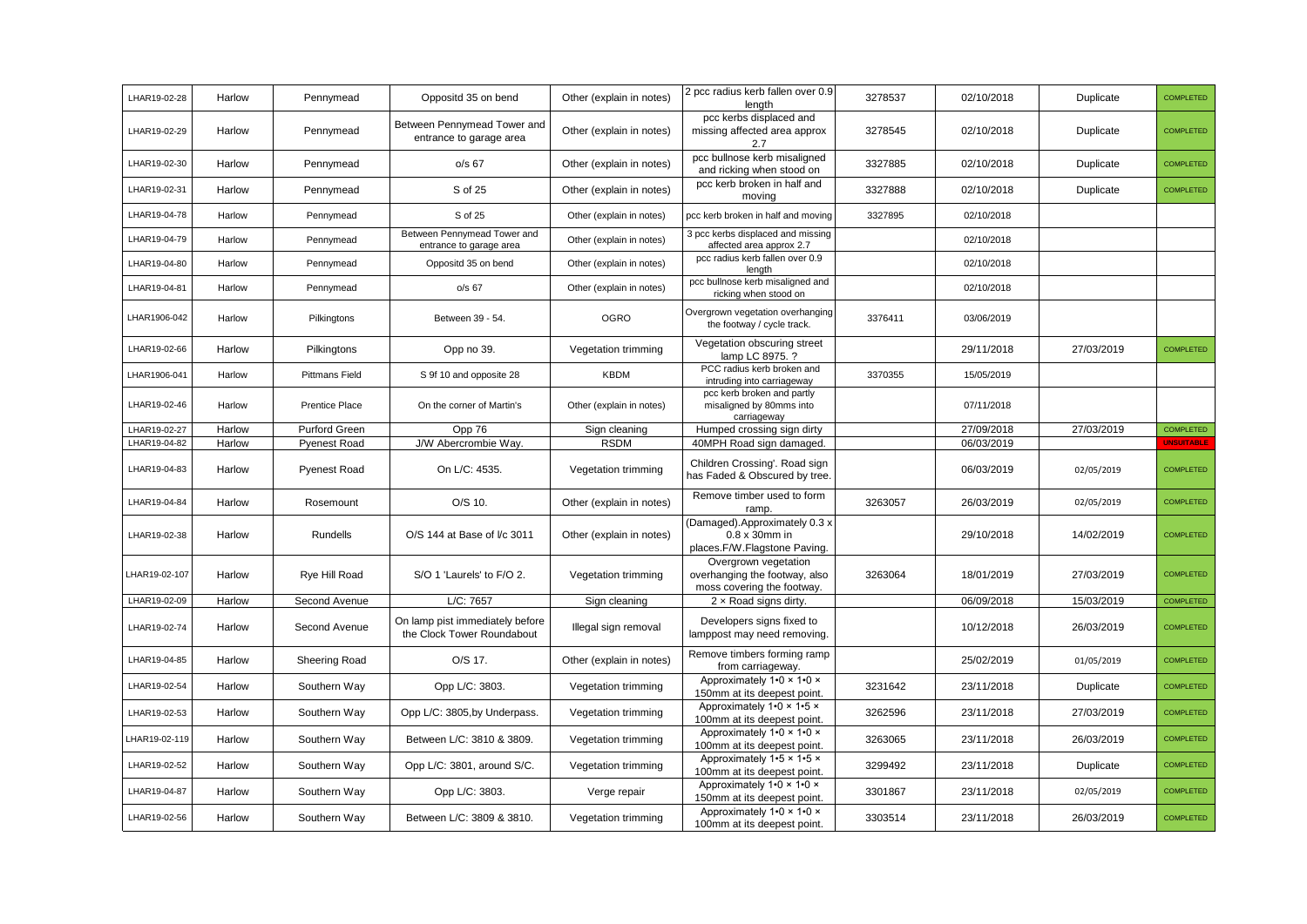| LHAR19-02-28 | Harlow | Pennymead | Oppositd 35 on bend | Other (explain in notes) | 2 pcc radius kerb fallen over 0.9 length | 3278537 | 02/10/2018 | Duplicate | COMPLETED |
|---|---|---|---|---|---|---|---|---|---|
| LHAR19-02-29 | Harlow | Pennymead | Between Pennymead Tower and entrance to garage area | Other (explain in notes) | pcc kerbs displaced and missing affected area approx 2.7 | 3278545 | 02/10/2018 | Duplicate | COMPLETED |
| LHAR19-02-30 | Harlow | Pennymead | o/s 67 | Other (explain in notes) | pcc bullnose kerb misaligned and ricking when stood on | 3327885 | 02/10/2018 | Duplicate | COMPLETED |
| LHAR19-02-31 | Harlow | Pennymead | S of 25 | Other (explain in notes) | pcc kerb broken in half and moving | 3327888 | 02/10/2018 | Duplicate | COMPLETED |
| LHAR19-04-78 | Harlow | Pennymead | S of 25 | Other (explain in notes) | pcc kerb broken in half and moving | 3327895 | 02/10/2018 | | |
| LHAR19-04-79 | Harlow | Pennymead | Between Pennymead Tower and entrance to garage area | Other (explain in notes) | 3 pcc kerbs displaced and missing affected area approx 2.7 | | 02/10/2018 | | |
| LHAR19-04-80 | Harlow | Pennymead | Oppositd 35 on bend | Other (explain in notes) | pcc radius kerb fallen over 0.9 length | | 02/10/2018 | | |
| LHAR19-04-81 | Harlow | Pennymead | o/s 67 | Other (explain in notes) | pcc bullnose kerb misaligned and ricking when stood on | | 02/10/2018 | | |
| LHAR1906-042 | Harlow | Pilkingtons | Between 39 - 54. | OGRO | Overgrown vegetation overhanging the footway / cycle track. | 3376411 | 03/06/2019 | | |
| LHAR19-02-66 | Harlow | Pilkingtons | Opp no 39. | Vegetation trimming | Vegetation obscuring street lamp LC 8975. ? | | 29/11/2018 | 27/03/2019 | COMPLETED |
| LHAR1906-041 | Harlow | Pittmans Field | S 9f 10 and opposite 28 | KBDM | PCC radius kerb broken and intruding into carriageway | 3370355 | 15/05/2019 | | |
| LHAR19-02-46 | Harlow | Prentice Place | On the corner of Martin's | Other (explain in notes) | pcc kerb broken and partly misaligned by 80mms into carriageway | | 07/11/2018 | | |
| LHAR19-02-27 | Harlow | Purford Green | Opp 76 | Sign cleaning | Humped crossing sign dirty | | 27/09/2018 | 27/03/2019 | COMPLETED |
| LHAR19-04-82 | Harlow | Pyenest Road | J/W Abercrombie Way. | RSDM | 40MPH Road sign damaged. | | 06/03/2019 | | UNSUITABLE |
| LHAR19-04-83 | Harlow | Pyenest Road | On L/C: 4535. | Vegetation trimming | Children Crossing'. Road sign has Faded & Obscured by tree. | | 06/03/2019 | 02/05/2019 | COMPLETED |
| LHAR19-04-84 | Harlow | Rosemount | O/S 10. | Other (explain in notes) | Remove timber used to form ramp. | 3263057 | 26/03/2019 | 02/05/2019 | COMPLETED |
| LHAR19-02-38 | Harlow | Rundells | O/S 144 at Base of l/c 3011 | Other (explain in notes) | (Damaged).Approximately 0.3 x 0.8 x 30mm in places.F/W.Flagstone Paving. | | 29/10/2018 | 14/02/2019 | COMPLETED |
| LHAR19-02-107 | Harlow | Rye Hill Road | S/O 1 'Laurels' to F/O 2. | Vegetation trimming | Overgrown vegetation overhanging the footway, also moss covering the footway. | 3263064 | 18/01/2019 | 27/03/2019 | COMPLETED |
| LHAR19-02-09 | Harlow | Second Avenue | L/C: 7657 | Sign cleaning | 2 × Road signs dirty. | | 06/09/2018 | 15/03/2019 | COMPLETED |
| LHAR19-02-74 | Harlow | Second Avenue | On lamp pist immediately before the Clock Tower Roundabout | Illegal sign removal | Developers signs fixed to lamppost may need removing. | | 10/12/2018 | 26/03/2019 | COMPLETED |
| LHAR19-04-85 | Harlow | Sheering Road | O/S 17. | Other (explain in notes) | Remove timbers forming ramp from carriageway. | | 25/02/2019 | 01/05/2019 | COMPLETED |
| LHAR19-02-54 | Harlow | Southern Way | Opp L/C: 3803. | Vegetation trimming | Approximately 1•0 × 1•0 × 150mm at its deepest point. | 3231642 | 23/11/2018 | Duplicate | COMPLETED |
| LHAR19-02-53 | Harlow | Southern Way | Opp L/C: 3805,by Underpass. | Vegetation trimming | Approximately 1•0 × 1•5 × 100mm at its deepest point. | 3262596 | 23/11/2018 | 27/03/2019 | COMPLETED |
| LHAR19-02-119 | Harlow | Southern Way | Between L/C: 3810 & 3809. | Vegetation trimming | Approximately 1•0 × 1•0 × 100mm at its deepest point. | 3263065 | 23/11/2018 | 26/03/2019 | COMPLETED |
| LHAR19-02-52 | Harlow | Southern Way | Opp L/C: 3801, around S/C. | Vegetation trimming | Approximately 1•5 × 1•5 × 100mm at its deepest point. | 3299492 | 23/11/2018 | Duplicate | COMPLETED |
| LHAR19-04-87 | Harlow | Southern Way | Opp L/C: 3803. | Verge repair | Approximately 1•0 × 1•0 × 150mm at its deepest point. | 3301867 | 23/11/2018 | 02/05/2019 | COMPLETED |
| LHAR19-02-56 | Harlow | Southern Way | Between L/C: 3809 & 3810. | Vegetation trimming | Approximately 1•0 × 1•0 × 100mm at its deepest point. | 3303514 | 23/11/2018 | 26/03/2019 | COMPLETED |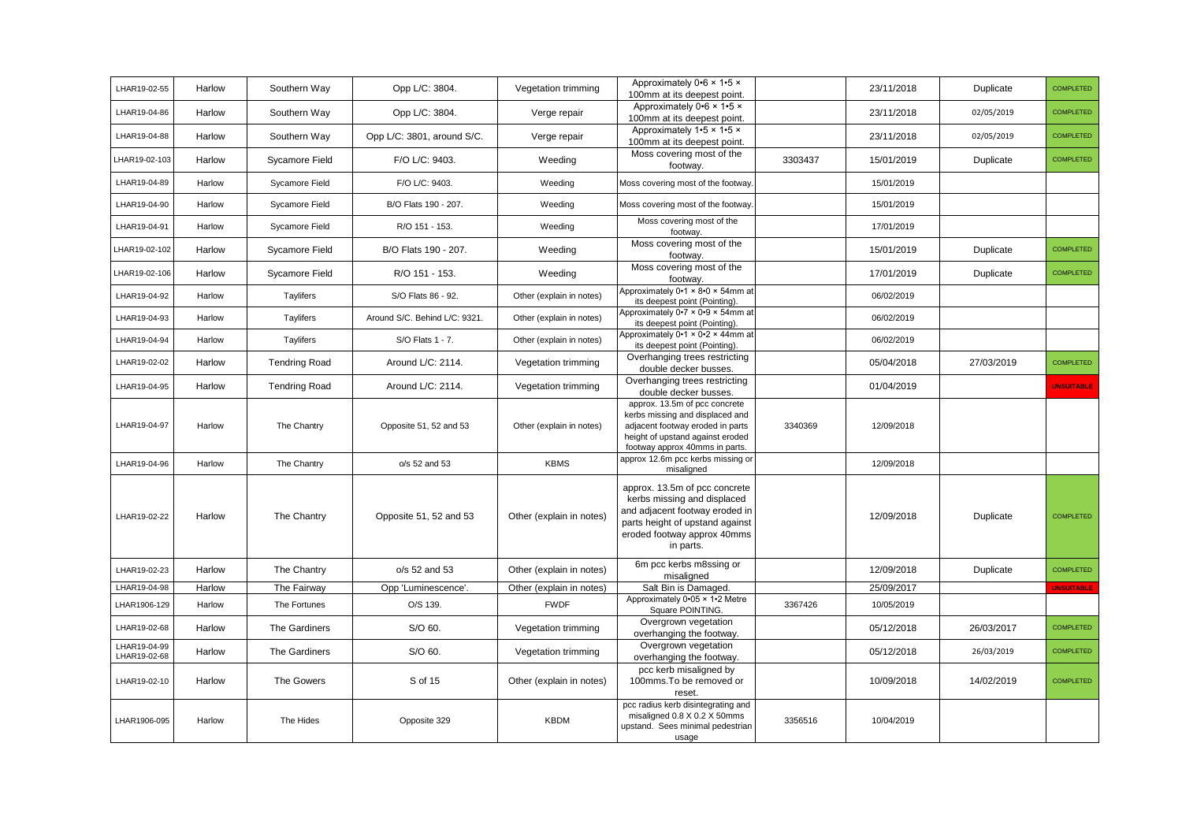| | | | | | | | | | |
|---|---|---|---|---|---|---|---|---|---|
| LHAR19-02-55 | Harlow | Southern Way | Opp L/C: 3804. | Vegetation trimming | Approximately 0•6 × 1•5 × 100mm at its deepest point. | | 23/11/2018 | Duplicate | COMPLETED |
| LHAR19-04-86 | Harlow | Southern Way | Opp L/C: 3804. | Verge repair | Approximately 0•6 × 1•5 × 100mm at its deepest point. | | 23/11/2018 | 02/05/2019 | COMPLETED |
| LHAR19-04-88 | Harlow | Southern Way | Opp L/C: 3801, around S/C. | Verge repair | Approximately 1•5 × 1•5 × 100mm at its deepest point. | | 23/11/2018 | 02/05/2019 | COMPLETED |
| LHAR19-02-103 | Harlow | Sycamore Field | F/O L/C: 9403. | Weeding | Moss covering most of the footway. | 3303437 | 15/01/2019 | Duplicate | COMPLETED |
| LHAR19-04-89 | Harlow | Sycamore Field | F/O L/C: 9403. | Weeding | Moss covering most of the footway. | | 15/01/2019 | | |
| LHAR19-04-90 | Harlow | Sycamore Field | B/O Flats 190 - 207. | Weeding | Moss covering most of the footway. | | 15/01/2019 | | |
| LHAR19-04-91 | Harlow | Sycamore Field | R/O 151 - 153. | Weeding | Moss covering most of the footway. | | 17/01/2019 | | |
| LHAR19-02-102 | Harlow | Sycamore Field | B/O Flats 190 - 207. | Weeding | Moss covering most of the footway. | | 15/01/2019 | Duplicate | COMPLETED |
| LHAR19-02-106 | Harlow | Sycamore Field | R/O 151 - 153. | Weeding | Moss covering most of the footway. | | 17/01/2019 | Duplicate | COMPLETED |
| LHAR19-04-92 | Harlow | Taylifers | S/O Flats 86 - 92. | Other (explain in notes) | Approximately 0•1 × 8•0 × 54mm at its deepest point (Pointing). | | 06/02/2019 | | |
| LHAR19-04-93 | Harlow | Taylifers | Around S/C. Behind L/C: 9321. | Other (explain in notes) | Approximately 0•7 × 0•9 × 54mm at its deepest point (Pointing). | | 06/02/2019 | | |
| LHAR19-04-94 | Harlow | Taylifers | S/O Flats 1 - 7. | Other (explain in notes) | Approximately 0•1 × 0•2 × 44mm at its deepest point (Pointing). | | 06/02/2019 | | |
| LHAR19-02-02 | Harlow | Tendring Road | Around L/C: 2114. | Vegetation trimming | Overhanging trees restricting double decker busses. | | 05/04/2018 | 27/03/2019 | COMPLETED |
| LHAR19-04-95 | Harlow | Tendring Road | Around L/C: 2114. | Vegetation trimming | Overhanging trees restricting double decker busses. | | 01/04/2019 | | UNSUITABLE |
| LHAR19-04-97 | Harlow | The Chantry | Opposite 51, 52 and 53 | Other (explain in notes) | approx. 13.5m of pcc concrete kerbs missing and displaced and adjacent footway eroded in parts height of upstand against eroded footway approx 40mms in parts. | 3340369 | 12/09/2018 | | |
| LHAR19-04-96 | Harlow | The Chantry | o/s 52 and 53 | KBMS | approx 12.6m pcc kerbs missing or misaligned | | 12/09/2018 | | |
| LHAR19-02-22 | Harlow | The Chantry | Opposite 51, 52 and 53 | Other (explain in notes) | approx. 13.5m of pcc concrete kerbs missing and displaced and adjacent footway eroded in parts height of upstand against eroded footway approx 40mms in parts. | | 12/09/2018 | Duplicate | COMPLETED |
| LHAR19-02-23 | Harlow | The Chantry | o/s 52 and 53 | Other (explain in notes) | 6m pcc kerbs m8ssing or misaligned | | 12/09/2018 | Duplicate | COMPLETED |
| LHAR19-04-98 | Harlow | The Fairway | Opp 'Luminescence'. | Other (explain in notes) | Salt Bin is Damaged. | | 25/09/2017 | | UNSUITABLE |
| LHAR1906-129 | Harlow | The Fortunes | O/S 139. | FWDF | Approximately 0•05 × 1•2 Metre Square POINTING. | 3367426 | 10/05/2019 | | |
| LHAR19-02-68 | Harlow | The Gardiners | S/O 60. | Vegetation trimming | Overgrown vegetation overhanging the footway. | | 05/12/2018 | 26/03/2017 | COMPLETED |
| LHAR19-04-99 LHAR19-02-68 | Harlow | The Gardiners | S/O 60. | Vegetation trimming | Overgrown vegetation overhanging the footway. | | 05/12/2018 | 26/03/2019 | COMPLETED |
| LHAR19-02-10 | Harlow | The Gowers | S of 15 | Other (explain in notes) | pcc kerb misaligned by 100mms.To be removed or reset. | | 10/09/2018 | 14/02/2019 | COMPLETED |
| LHAR1906-095 | Harlow | The Hides | Opposite 329 | KBDM | pcc radius kerb disintegrating and misaligned 0.8 X 0.2 X 50mms upstand. Sees minimal pedestrian usage | 3356516 | 10/04/2019 | | |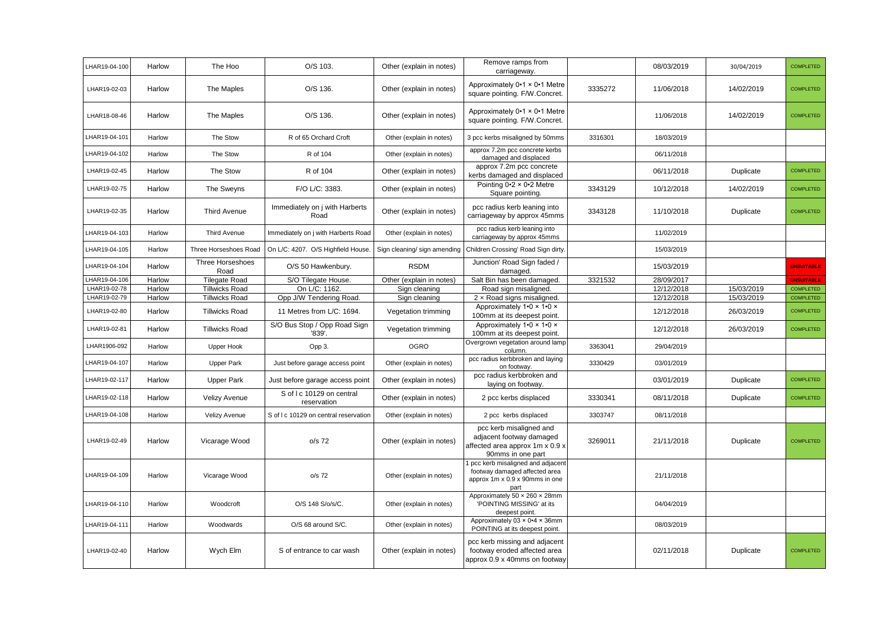| | | | | | | | | | |
|---|---|---|---|---|---|---|---|---|---|
| LHAR19-04-100 | Harlow | The Hoo | O/S 103. | Other (explain in notes) | Remove ramps from carriageway. | | 08/03/2019 | 30/04/2019 | COMPLETED |
| LHAR19-02-03 | Harlow | The Maples | O/S 136. | Other (explain in notes) | Approximately 0•1 × 0•1 Metre square pointing. F/W.Concret. | 3335272 | 11/06/2018 | 14/02/2019 | COMPLETED |
| LHAR18-08-46 | Harlow | The Maples | O/S 136. | Other (explain in notes) | Approximately 0•1 × 0•1 Metre square pointing. F/W.Concret. | | 11/06/2018 | 14/02/2019 | COMPLETED |
| LHAR19-04-101 | Harlow | The Stow | R of 65 Orchard Croft | Other (explain in notes) | 3 pcc kerbs misaligned by 50mms | 3316301 | 18/03/2019 | | |
| LHAR19-04-102 | Harlow | The Stow | R of 104 | Other (explain in notes) | approx 7.2m pcc concrete kerbs damaged and displaced | | 06/11/2018 | | |
| LHAR19-02-45 | Harlow | The Stow | R of 104 | Other (explain in notes) | approx 7.2m pcc concrete kerbs damaged and displaced | | 06/11/2018 | Duplicate | COMPLETED |
| LHAR19-02-75 | Harlow | The Sweyns | F/O L/C: 3383. | Other (explain in notes) | Pointing 0•2 × 0•2 Metre Square pointing. | 3343129 | 10/12/2018 | 14/02/2019 | COMPLETED |
| LHAR19-02-35 | Harlow | Third Avenue | Immediately on j with Harberts Road | Other (explain in notes) | pcc radius kerb leaning into carriageway by approx 45mms | 3343128 | 11/10/2018 | Duplicate | COMPLETED |
| LHAR19-04-103 | Harlow | Third Avenue | Immediately on j with Harberts Road | Other (explain in notes) | pcc radius kerb leaning into carriageway by approx 45mms | | 11/02/2019 | | |
| LHAR19-04-105 | Harlow | Three Horseshoes Road | On L/C: 4207. O/S Highfield House. | Sign cleaning/ sign amending | Children Crossing' Road Sign dirty. | | 15/03/2019 | | |
| LHAR19-04-104 | Harlow | Three Horseshoes Road | O/S 50 Hawkenbury. | RSDM | Junction' Road Sign faded / damaged. | | 15/03/2019 | | UNSUITABLE |
| LHAR19-04-106 | Harlow | Tilegate Road | S/O Tilegate House. | Other (explain in notes) | Salt Bin has been damaged. | 3321532 | 28/09/2017 | | UNSUITABLE |
| LHAR19-02-78 | Harlow | Tillwicks Road | On L/C: 1162. | Sign cleaning | Road sign misaligned. | | 12/12/2018 | 15/03/2019 | COMPLETED |
| LHAR19-02-79 | Harlow | Tillwicks Road | Opp J/W Tendering Road. | Sign cleaning | 2 × Road signs misaligned. | | 12/12/2018 | 15/03/2019 | COMPLETED |
| LHAR19-02-80 | Harlow | Tillwicks Road | 11 Metres from L/C: 1694. | Vegetation trimming | Approximately 1•0 × 1•0 × 100mm at its deepest point. | | 12/12/2018 | 26/03/2019 | COMPLETED |
| LHAR19-02-81 | Harlow | Tillwicks Road | S/O Bus Stop / Opp Road Sign '839'. | Vegetation trimming | Approximately 1•0 × 1•0 × 100mm at its deepest point. | | 12/12/2018 | 26/03/2019 | COMPLETED |
| LHAR1906-092 | Harlow | Upper Hook | Opp 3. | OGRO | Overgrown vegetation around lamp column. | 3363041 | 29/04/2019 | | |
| LHAR19-04-107 | Harlow | Upper Park | Just before garage access point | Other (explain in notes) | pcc radius kerbbroken and laying on footway. | 3330429 | 03/01/2019 | | |
| LHAR19-02-117 | Harlow | Upper Park | Just before garage access point | Other (explain in notes) | pcc radius kerbbroken and laying on footway. | | 03/01/2019 | Duplicate | COMPLETED |
| LHAR19-02-118 | Harlow | Velizy Avenue | S of l c 10129 on central reservation | Other (explain in notes) | 2 pcc kerbs displaced | 3330341 | 08/11/2018 | Duplicate | COMPLETED |
| LHAR19-04-108 | Harlow | Velizy Avenue | S of l c 10129 on central reservation | Other (explain in notes) | 2 pcc kerbs displaced | 3303747 | 08/11/2018 | | |
| LHAR19-02-49 | Harlow | Vicarage Wood | o/s 72 | Other (explain in notes) | pcc kerb misaligned and adjacent footway damaged affected area approx 1m x 0.9 x 90mms in one part | 3269011 | 21/11/2018 | Duplicate | COMPLETED |
| LHAR19-04-109 | Harlow | Vicarage Wood | o/s 72 | Other (explain in notes) | 1 pcc kerb misaligned and adjacent footway damaged affected area approx 1m x 0.9 x 90mms in one part | | 21/11/2018 | | |
| LHAR19-04-110 | Harlow | Woodcroft | O/S 148 S/o/s/C. | Other (explain in notes) | Approximately 50 × 260 × 28mm 'POINTING MISSING' at its deepest point. | | 04/04/2019 | | |
| LHAR19-04-111 | Harlow | Woodwards | O/S 68 around S/C. | Other (explain in notes) | Approximately 03 × 0•4 × 36mm POINTING at its deepest point. | | 08/03/2019 | | |
| LHAR19-02-40 | Harlow | Wych Elm | S of entrance to car wash | Other (explain in notes) | pcc kerb missing and adjacent footway eroded affected area approx 0.9 x 40mms on footway | | 02/11/2018 | Duplicate | COMPLETED |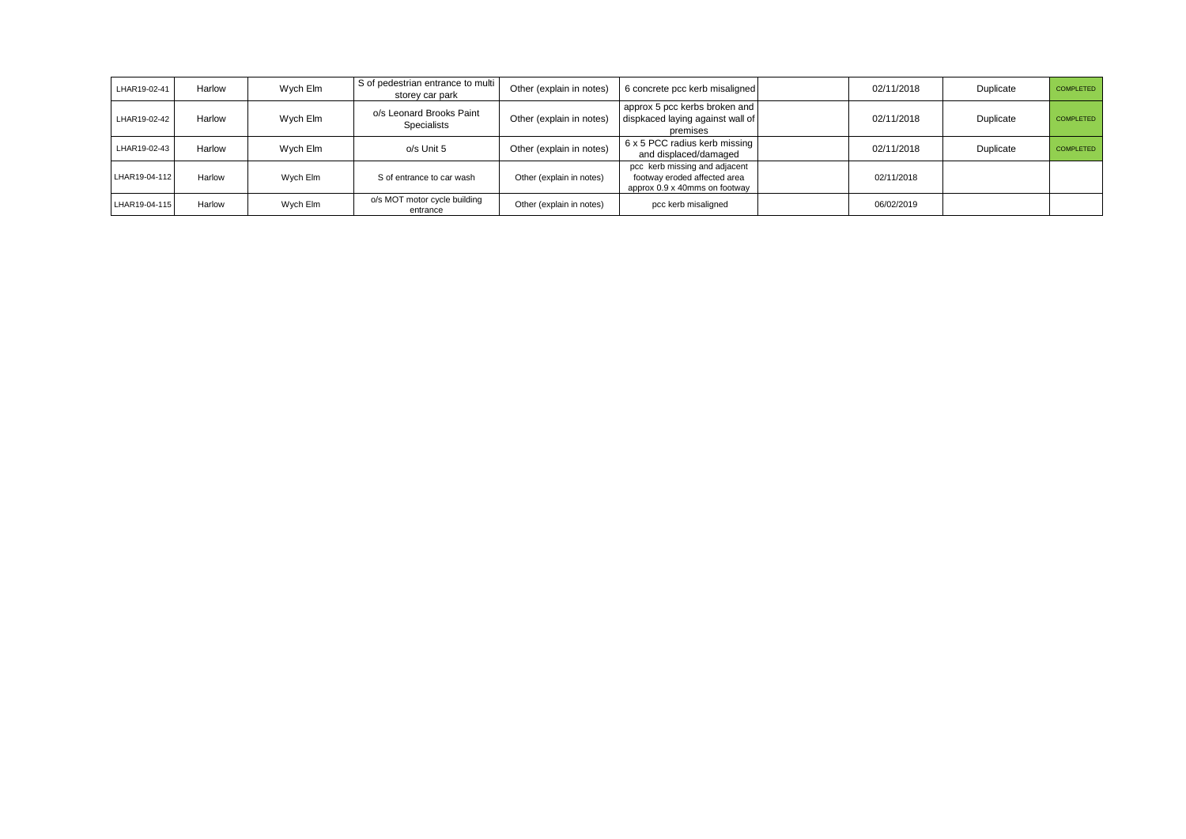| | | | | | | | | | |
|---|---|---|---|---|---|---|---|---|---|
| LHAR19-02-41 | Harlow | Wych Elm | S of pedestrian entrance to multi storey car park | Other (explain in notes) | 6 concrete pcc kerb misaligned | | 02/11/2018 | Duplicate | COMPLETED |
| LHAR19-02-42 | Harlow | Wych Elm | o/s Leonard Brooks Paint Specialists | Other (explain in notes) | approx 5 pcc kerbs broken and dispkaced laying against wall of premises | | 02/11/2018 | Duplicate | COMPLETED |
| LHAR19-02-43 | Harlow | Wych Elm | o/s Unit 5 | Other (explain in notes) | 6 x 5 PCC radius kerb missing and displaced/damaged | | 02/11/2018 | Duplicate | COMPLETED |
| LHAR19-04-112 | Harlow | Wych Elm | S of entrance to car wash | Other (explain in notes) | pcc kerb missing and adjacent footway eroded affected area approx 0.9 x 40mms on footway | | 02/11/2018 | | |
| LHAR19-04-115 | Harlow | Wych Elm | o/s MOT motor cycle building entrance | Other (explain in notes) | pcc kerb misaligned | | 06/02/2019 | | |